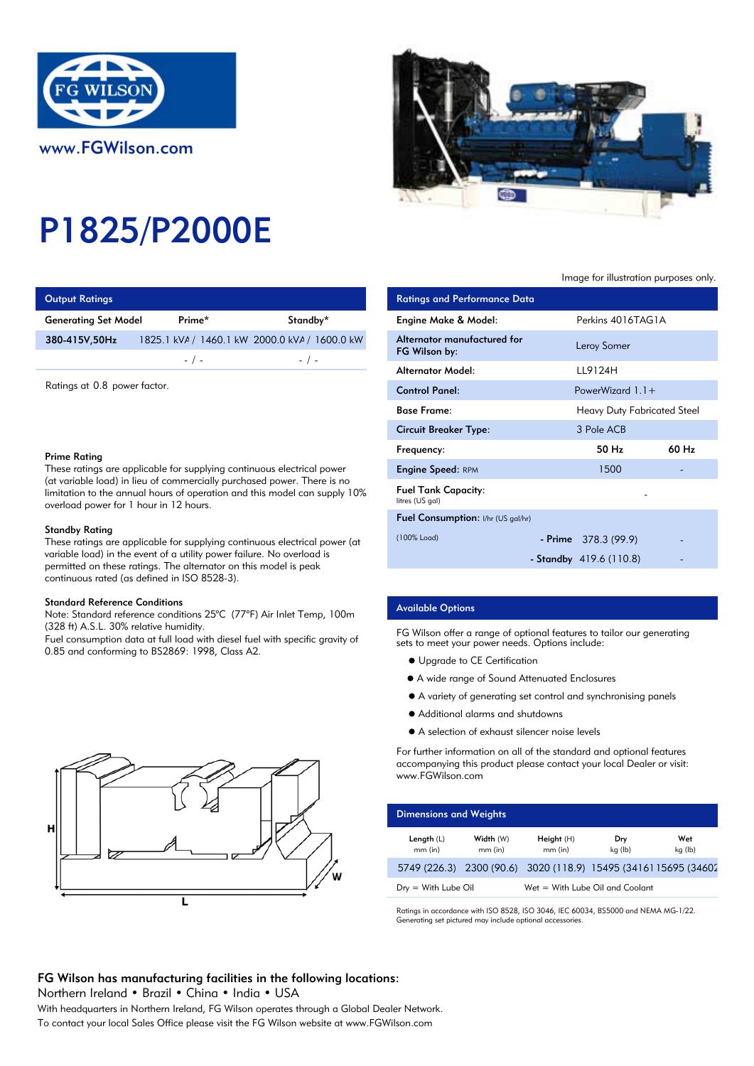www.FGWilson.com

# P1825/P2000E

Image for illustration purposes only.

## Output Ratings

| Generating Set Model | Prime* | Standby* |
|---|---|---|
| 380-415V,50Hz | 1825.1 kVA / 1460.1 kW | 2000.0 kVA / 1600.0 kW |
| | - / - | - / - |

Ratings at 0.8 power factor.

### Prime Rating

These ratings are applicable for supplying continuous electrical power (at variable load) in lieu of commercially purchased power. There is no limitation to the annual hours of operation and this model can supply 10% overload power for 1 hour in 12 hours.

### Standby Rating

These ratings are applicable for supplying continuous electrical power (at variable load) in the event of a utility power failure. No overload is permitted on these ratings. The alternator on this model is peak continuous rated (as defined in ISO 8528-3).

### Standard Reference Conditions

Note: Standard reference conditions 25°C (77°F) Air Inlet Temp, 100m (328 ft) A.S.L. 30% relative humidity.
Fuel consumption data at full load with diesel fuel with specific gravity of 0.85 and conforming to BS2869: 1998, Class A2.

## Ratings and Performance Data

| | | |
|---|---|---|
| Engine Make & Model: | Perkins 4016TAG1A | |
| Alternator manufactured for FG Wilson by: | Leroy Somer | |
| Alternator Model: | LL9124H | |
| Control Panel: | PowerWizard 1.1+ | |
| Base Frame: | Heavy Duty Fabricated Steel | |
| Circuit Breaker Type: | 3 Pole ACB | |
| Frequency: | 50 Hz | 60 Hz |
| Engine Speed: RPM | 1500 | - |
| Fuel Tank Capacity: litres (US gal) | - | |
| Fuel Consumption: l/hr (US gal/hr) | | |
| (100% Load) - Prime | 378.3 (99.9) | - |
| - Standby | 419.6 (110.8) | - |

## Available Options

FG Wilson offer a range of optional features to tailor our generating sets to meet your power needs. Options include:

- Upgrade to CE Certification
- A wide range of Sound Attenuated Enclosures
- A variety of generating set control and synchronising panels
- Additional alarms and shutdowns
- A selection of exhaust silencer noise levels

For further information on all of the standard and optional features accompanying this product please contact your local Dealer or visit: www.FGWilson.com

## Dimensions and Weights

| Length (L) mm (in) | Width (W) mm (in) | Height (H) mm (in) | Dry kg (lb) | Wet kg (lb) |
|---|---|---|---|---|
| 5749 (226.3) | 2300 (90.6) | 3020 (118.9) | 15495 (34161) | 15695 (34602) |

Dry = With Lube Oil    Wet = With Lube Oil and Coolant

Ratings in accordance with ISO 8528, ISO 3046, IEC 60034, BS5000 and NEMA MG-1/22.
Generating set pictured may include optional accessories.

**FG Wilson has manufacturing facilities in the following locations:**
Northern Ireland • Brazil • China • India • USA
With headquarters in Northern Ireland, FG Wilson operates through a Global Dealer Network.
To contact your local Sales Office please visit the FG Wilson website at www.FGWilson.com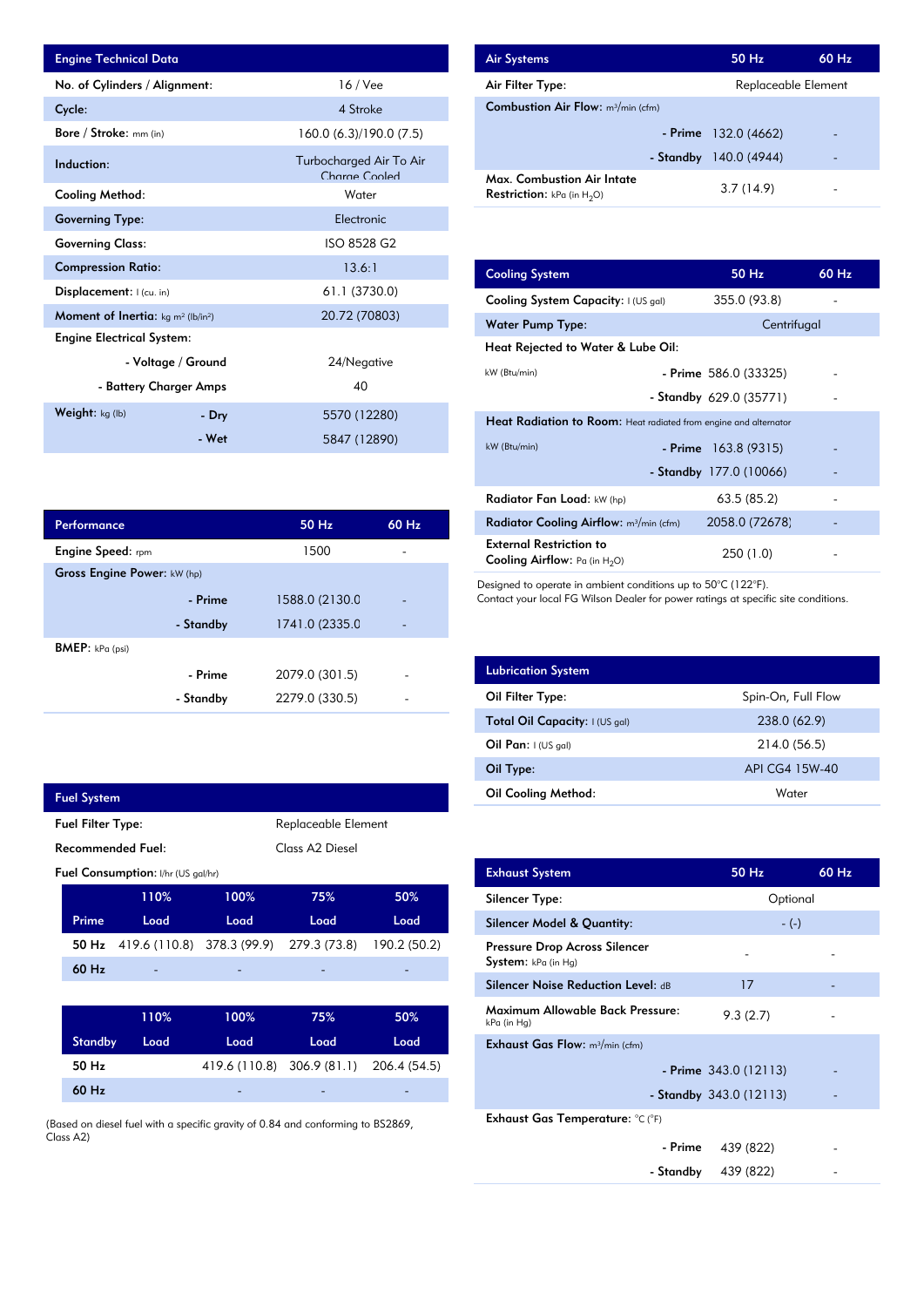## Engine Technical Data

| Engine Technical Data | | |
|---|---|---|
| No. of Cylinders / Alignment: | | 16 / Vee |
| Cycle: | | 4 Stroke |
| Bore / Stroke: mm (in) | | 160.0 (6.3)/190.0 (7.5) |
| Induction: | | Turbocharged Air To Air Charge Cooled |
| Cooling Method: | | Water |
| Governing Type: | | Electronic |
| Governing Class: | | ISO 8528 G2 |
| Compression Ratio: | | 13.6:1 |
| Displacement: l (cu. in) | | 61.1 (3730.0) |
| Moment of Inertia: kg m² (lb/in²) | | 20.72 (70803) |
| Engine Electrical System: | | |
| | - Voltage / Ground | 24/Negative |
| | - Battery Charger Amps | 40 |
| Weight: kg (lb) | - Dry | 5570 (12280) |
| | - Wet | 5847 (12890) |

## Performance

| Performance | | 50 Hz | 60 Hz |
|---|---|---|---|
| Engine Speed: rpm | | 1500 | - |
| Gross Engine Power: kW (hp) | | | |
| | - Prime | 1588.0 (2130.0 | - |
| | - Standby | 1741.0 (2335.0 | - |
| BMEP: kPa (psi) | | | |
| | - Prime | 2079.0 (301.5) | - |
| | - Standby | 2279.0 (330.5) | - |

## Fuel System

| Fuel System | |
|---|---|
| Fuel Filter Type: | Replaceable Element |
| Recommended Fuel: | Class A2 Diesel |

Fuel Consumption: l/hr (US gal/hr)

| Prime | 110% Load | 100% Load | 75% Load | 50% Load |
|---|---|---|---|---|
| 50 Hz | 419.6 (110.8) | 378.3 (99.9) | 279.3 (73.8) | 190.2 (50.2) |
| 60 Hz | - | - | - | - |

| Standby | 110% Load | 100% Load | 75% Load | 50% Load |
|---|---|---|---|---|
| 50 Hz | | 419.6 (110.8) | 306.9 (81.1) | 206.4 (54.5) |
| 60 Hz | | - | - | - |

(Based on diesel fuel with a specific gravity of 0.84 and conforming to BS2869, Class A2)

## Air Systems

| Air Systems | | 50 Hz | 60 Hz |
|---|---|---|---|
| Air Filter Type: | | Replaceable Element | |
| Combustion Air Flow: m³/min (cfm) | | | |
| | - Prime | 132.0 (4662) | - |
| | - Standby | 140.0 (4944) | - |
| Max. Combustion Air Intate Restriction: kPa (in $H_2O$) | | 3.7 (14.9) | - |

## Cooling System

| Cooling System | | 50 Hz | 60 Hz |
|---|---|---|---|
| Cooling System Capacity: l (US gal) | | 355.0 (93.8) | - |
| Water Pump Type: | | Centrifugal | |
| Heat Rejected to Water & Lube Oil: | | | |
| kW (Btu/min) | - Prime | 586.0 (33325) | - |
| | - Standby | 629.0 (35771) | - |
| Heat Radiation to Room: Heat radiated from engine and alternator | | | |
| kW (Btu/min) | - Prime | 163.8 (9315) | - |
| | - Standby | 177.0 (10066) | - |
| Radiator Fan Load: kW (hp) | | 63.5 (85.2) | - |
| Radiator Cooling Airflow: m³/min (cfm) | | 2058.0 (72678) | - |
| External Restriction to Cooling Airflow: Pa (in $H_2O$) | | 250 (1.0) | - |

Designed to operate in ambient conditions up to 50°C (122°F).
Contact your local FG Wilson Dealer for power ratings at specific site conditions.

## Lubrication System

| Lubrication System | |
|---|---|
| Oil Filter Type: | Spin-On, Full Flow |
| Total Oil Capacity: l (US gal) | 238.0 (62.9) |
| Oil Pan: l (US gal) | 214.0 (56.5) |
| Oil Type: | API CG4 15W-40 |
| Oil Cooling Method: | Water |

## Exhaust System

| Exhaust System | | 50 Hz | 60 Hz |
|---|---|---|---|
| Silencer Type: | | Optional | |
| Silencer Model & Quantity: | | - (-) | |
| Pressure Drop Across Silencer System: kPa (in Hg) | | - | - |
| Silencer Noise Reduction Level: dB | | 17 | - |
| Maximum Allowable Back Pressure: kPa (in Hg) | | 9.3 (2.7) | - |
| Exhaust Gas Flow: m³/min (cfm) | | | |
| | - Prime | 343.0 (12113) | - |
| | - Standby | 343.0 (12113) | - |
| Exhaust Gas Temperature: °C (°F) | | | |
| | - Prime | 439 (822) | - |
| | - Standby | 439 (822) | - |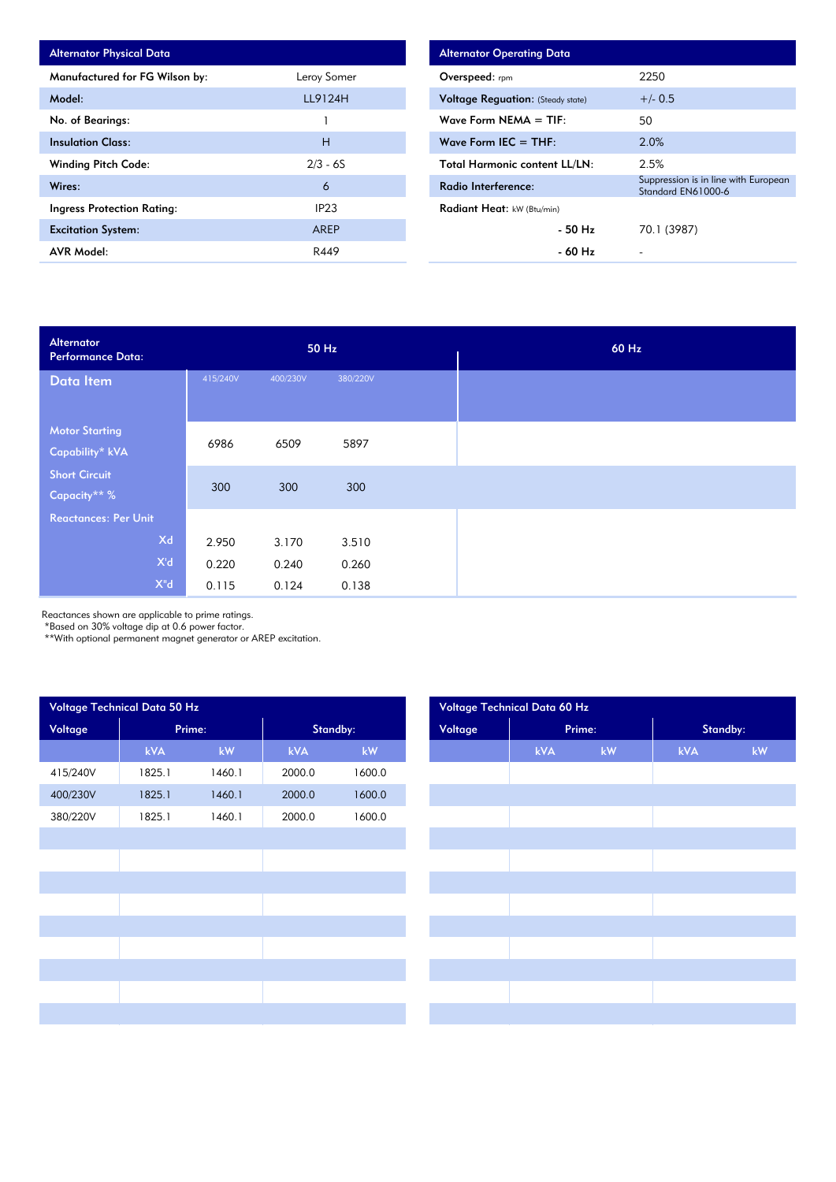| Alternator Physical Data | |
|---|---|
| Manufactured for FG Wilson by: | Leroy Somer |
| Model: | LL9124H |
| No. of Bearings: | 1 |
| Insulation Class: | H |
| Winding Pitch Code: | 2/3 - 6S |
| Wires: | 6 |
| Ingress Protection Rating: | IP23 |
| Excitation System: | AREP |
| AVR Model: | R449 |

| Alternator Operating Data | |
|---|---|
| Overspeed: rpm | 2250 |
| Voltage Reguation: (Steady state) | +/- 0.5 |
| Wave Form NEMA = TIF: | 50 |
| Wave Form IEC = THF: | 2.0% |
| Total Harmonic content LL/LN: | 2.5% |
| Radio Interference: | Suppression is in line with European Standard EN61000-6 |
| Radiant Heat: kW (Btu/min) | |
| - 50 Hz | 70.1 (3987) |
| - 60 Hz | - |

| Alternator Performance Data: | 50 Hz | | | 60 Hz |
|---|---|---|---|---|
| Data Item | 415/240V | 400/230V | 380/220V | |
| Motor Starting Capability* kVA | 6986 | 6509 | 5897 | |
| Short Circuit Capacity** % | 300 | 300 | 300 | |
| Reactances: Per Unit | | | | |
| Xd | 2.950 | 3.170 | 3.510 | |
| X'd | 0.220 | 0.240 | 0.260 | |
| X''d | 0.115 | 0.124 | 0.138 | |

Reactances shown are applicable to prime ratings.
*Based on 30% voltage dip at 0.6 power factor.
**With optional permanent magnet generator or AREP excitation.

| Voltage Technical Data 50 Hz | | | | |
|---|---|---|---|---|
| Voltage | Prime: | | Standby: | |
| | kVA | kW | kVA | kW |
| 415/240V | 1825.1 | 1460.1 | 2000.0 | 1600.0 |
| 400/230V | 1825.1 | 1460.1 | 2000.0 | 1600.0 |
| 380/220V | 1825.1 | 1460.1 | 2000.0 | 1600.0 |

| Voltage Technical Data 60 Hz | | | | |
|---|---|---|---|---|
| Voltage | Prime: | | Standby: | |
| | kVA | kW | kVA | kW |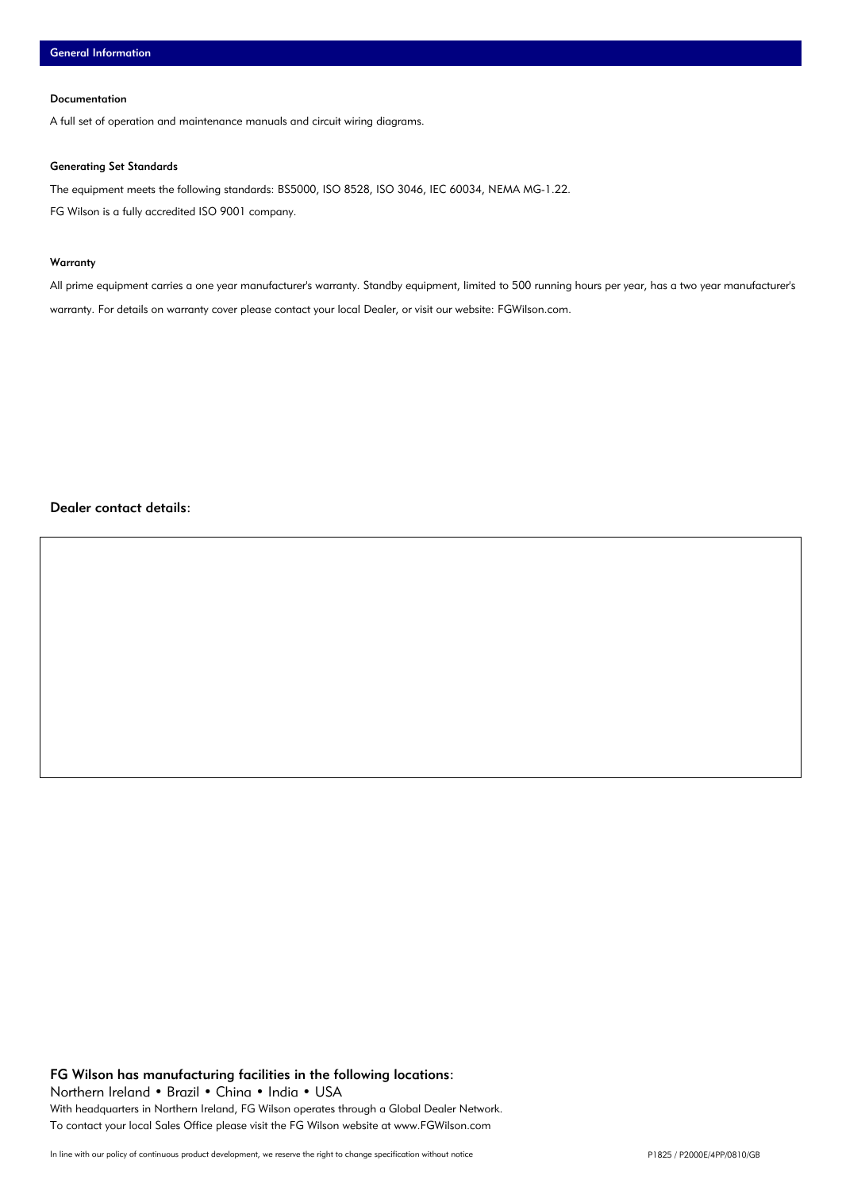## General Information

### Documentation

A full set of operation and maintenance manuals and circuit wiring diagrams.

### Generating Set Standards

The equipment meets the following standards: BS5000, ISO 8528, ISO 3046, IEC 60034, NEMA MG-1.22.

FG Wilson is a fully accredited ISO 9001 company.

### Warranty

All prime equipment carries a one year manufacturer's warranty. Standby equipment, limited to 500 running hours per year, has a two year manufacturer's warranty. For details on warranty cover please contact your local Dealer, or visit our website: FGWilson.com.

### Dealer contact details:

**FG Wilson has manufacturing facilities in the following locations:**

Northern Ireland • Brazil • China • India • USA

With headquarters in Northern Ireland, FG Wilson operates through a Global Dealer Network.
To contact your local Sales Office please visit the FG Wilson website at www.FGWilson.com

In line with our policy of continuous product development, we reserve the right to change specification without notice

P1825 / P2000E/4PP/0810/GB